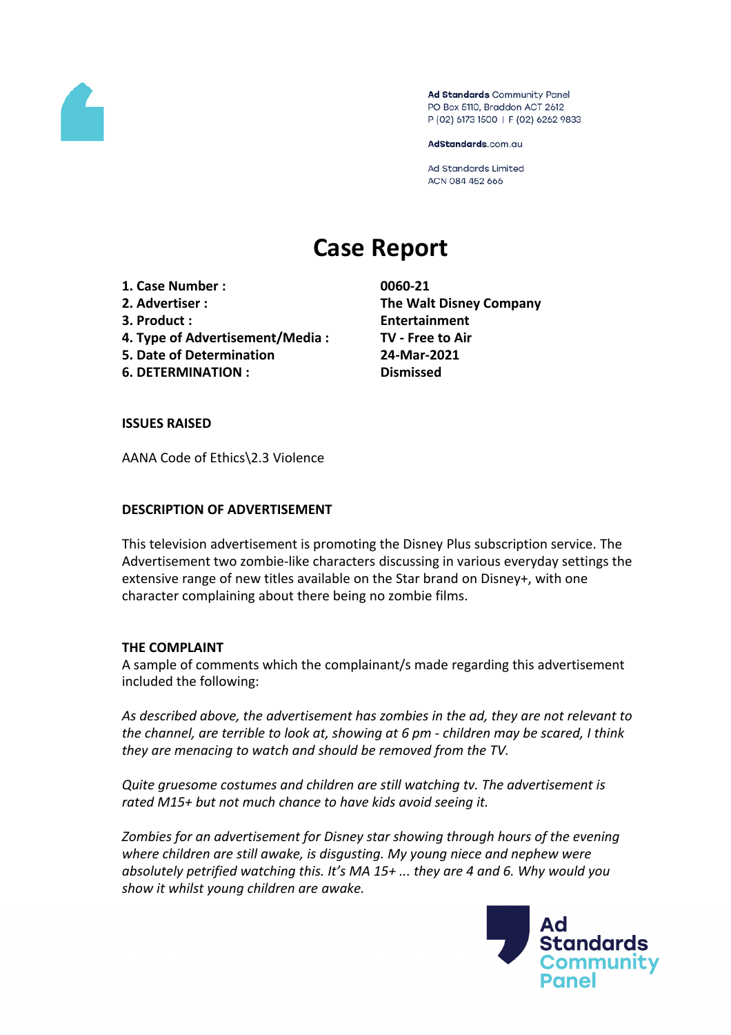Ad Standards Community Panel
PO Box 5110, Braddon ACT 2612
P (02) 6173 1500 | F (02) 6262 9833

AdStandards.com.au

Ad Standards Limited
ACN 084 452 666

# Case Report

| | |
|---|---|
| **1. Case Number :** | **0060-21** |
| **2. Advertiser :** | **The Walt Disney Company** |
| **3. Product :** | **Entertainment** |
| **4. Type of Advertisement/Media :** | **TV - Free to Air** |
| **5. Date of Determination** | **24-Mar-2021** |
| **6. DETERMINATION :** | **Dismissed** |

## ISSUES RAISED

AANA Code of Ethics\2.3 Violence

## DESCRIPTION OF ADVERTISEMENT

This television advertisement is promoting the Disney Plus subscription service. The Advertisement two zombie-like characters discussing in various everyday settings the extensive range of new titles available on the Star brand on Disney+, with one character complaining about there being no zombie films.

## THE COMPLAINT

A sample of comments which the complainant/s made regarding this advertisement included the following:

*As described above, the advertisement has zombies in the ad, they are not relevant to the channel, are terrible to look at, showing at 6 pm - children may be scared, I think they are menacing to watch and should be removed from the TV.*

*Quite gruesome costumes and children are still watching tv. The advertisement is rated M15+ but not much chance to have kids avoid seeing it.*

*Zombies for an advertisement for Disney star showing through hours of the evening where children are still awake, is disgusting. My young niece and nephew were absolutely petrified watching this. It's MA 15+ ... they are 4 and 6. Why would you show it whilst young children are awake.*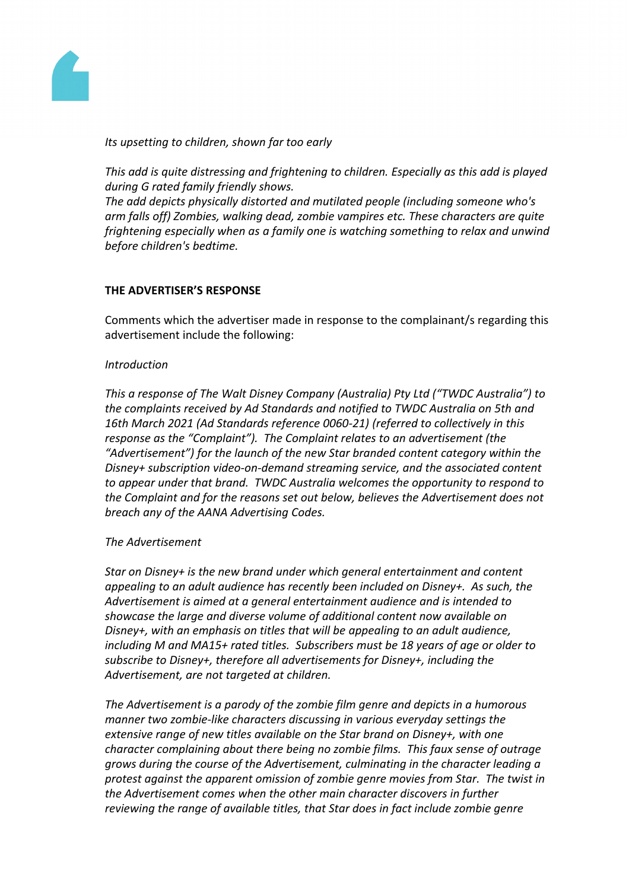*Its upsetting to children, shown far too early*

*This add is quite distressing and frightening to children. Especially as this add is played during G rated family friendly shows.*
*The add depicts physically distorted and mutilated people (including someone who's arm falls off) Zombies, walking dead, zombie vampires etc. These characters are quite frightening especially when as a family one is watching something to relax and unwind before children's bedtime.*

**THE ADVERTISER'S RESPONSE**

Comments which the advertiser made in response to the complainant/s regarding this advertisement include the following:

*Introduction*

*This a response of The Walt Disney Company (Australia) Pty Ltd ("TWDC Australia") to the complaints received by Ad Standards and notified to TWDC Australia on 5th and 16th March 2021 (Ad Standards reference 0060-21) (referred to collectively in this response as the "Complaint"). The Complaint relates to an advertisement (the "Advertisement") for the launch of the new Star branded content category within the Disney+ subscription video-on-demand streaming service, and the associated content to appear under that brand. TWDC Australia welcomes the opportunity to respond to the Complaint and for the reasons set out below, believes the Advertisement does not breach any of the AANA Advertising Codes.*

*The Advertisement*

*Star on Disney+ is the new brand under which general entertainment and content appealing to an adult audience has recently been included on Disney+. As such, the Advertisement is aimed at a general entertainment audience and is intended to showcase the large and diverse volume of additional content now available on Disney+, with an emphasis on titles that will be appealing to an adult audience, including M and MA15+ rated titles. Subscribers must be 18 years of age or older to subscribe to Disney+, therefore all advertisements for Disney+, including the Advertisement, are not targeted at children.*

*The Advertisement is a parody of the zombie film genre and depicts in a humorous manner two zombie-like characters discussing in various everyday settings the extensive range of new titles available on the Star brand on Disney+, with one character complaining about there being no zombie films. This faux sense of outrage grows during the course of the Advertisement, culminating in the character leading a protest against the apparent omission of zombie genre movies from Star. The twist in the Advertisement comes when the other main character discovers in further reviewing the range of available titles, that Star does in fact include zombie genre*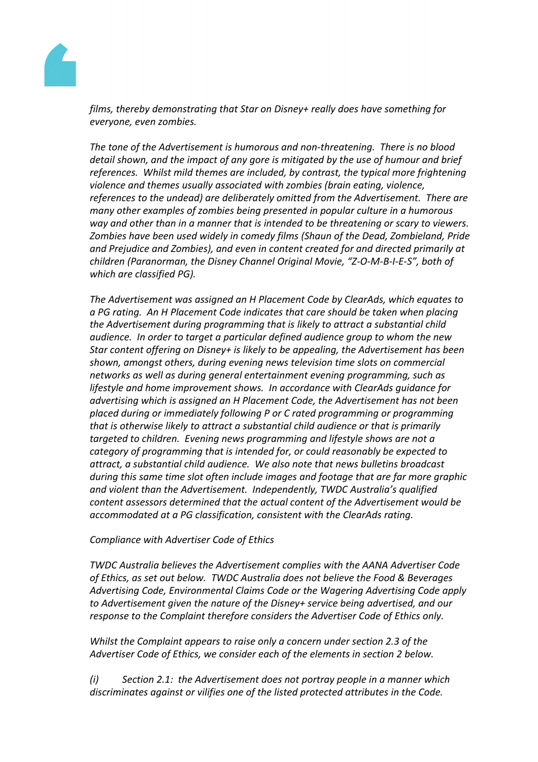*films, thereby demonstrating that Star on Disney+ really does have something for everyone, even zombies.*

*The tone of the Advertisement is humorous and non-threatening. There is no blood detail shown, and the impact of any gore is mitigated by the use of humour and brief references. Whilst mild themes are included, by contrast, the typical more frightening violence and themes usually associated with zombies (brain eating, violence, references to the undead) are deliberately omitted from the Advertisement. There are many other examples of zombies being presented in popular culture in a humorous way and other than in a manner that is intended to be threatening or scary to viewers. Zombies have been used widely in comedy films (Shaun of the Dead, Zombieland, Pride and Prejudice and Zombies), and even in content created for and directed primarily at children (Paranorman, the Disney Channel Original Movie, "Z-O-M-B-I-E-S", both of which are classified PG).*

*The Advertisement was assigned an H Placement Code by ClearAds, which equates to a PG rating. An H Placement Code indicates that care should be taken when placing the Advertisement during programming that is likely to attract a substantial child audience. In order to target a particular defined audience group to whom the new Star content offering on Disney+ is likely to be appealing, the Advertisement has been shown, amongst others, during evening news television time slots on commercial networks as well as during general entertainment evening programming, such as lifestyle and home improvement shows. In accordance with ClearAds guidance for advertising which is assigned an H Placement Code, the Advertisement has not been placed during or immediately following P or C rated programming or programming that is otherwise likely to attract a substantial child audience or that is primarily targeted to children. Evening news programming and lifestyle shows are not a category of programming that is intended for, or could reasonably be expected to attract, a substantial child audience. We also note that news bulletins broadcast during this same time slot often include images and footage that are far more graphic and violent than the Advertisement. Independently, TWDC Australia's qualified content assessors determined that the actual content of the Advertisement would be accommodated at a PG classification, consistent with the ClearAds rating.*

*Compliance with Advertiser Code of Ethics*

*TWDC Australia believes the Advertisement complies with the AANA Advertiser Code of Ethics, as set out below. TWDC Australia does not believe the Food & Beverages Advertising Code, Environmental Claims Code or the Wagering Advertising Code apply to Advertisement given the nature of the Disney+ service being advertised, and our response to the Complaint therefore considers the Advertiser Code of Ethics only.*

*Whilst the Complaint appears to raise only a concern under section 2.3 of the Advertiser Code of Ethics, we consider each of the elements in section 2 below.*

*(i) Section 2.1: the Advertisement does not portray people in a manner which discriminates against or vilifies one of the listed protected attributes in the Code.*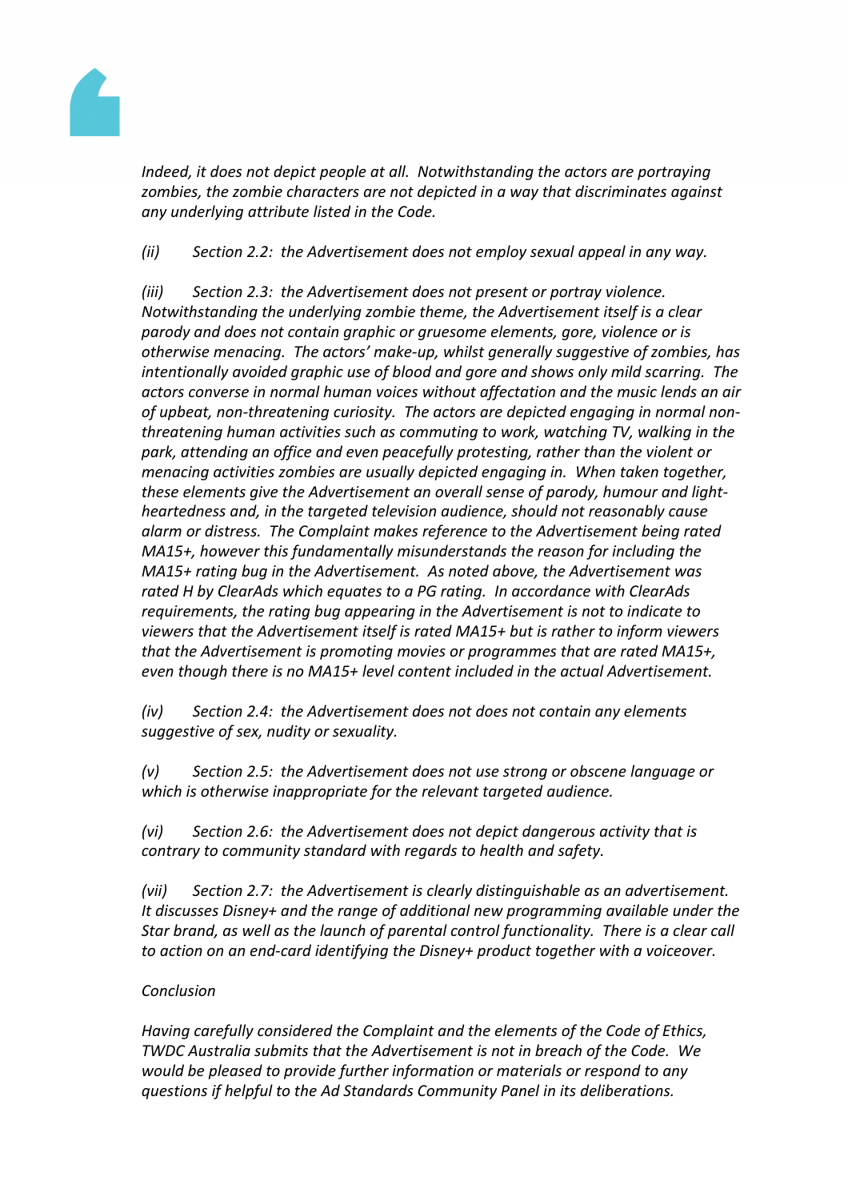*Indeed, it does not depict people at all. Notwithstanding the actors are portraying zombies, the zombie characters are not depicted in a way that discriminates against any underlying attribute listed in the Code.*

*(ii) Section 2.2: the Advertisement does not employ sexual appeal in any way.*

*(iii) Section 2.3: the Advertisement does not present or portray violence. Notwithstanding the underlying zombie theme, the Advertisement itself is a clear parody and does not contain graphic or gruesome elements, gore, violence or is otherwise menacing. The actors' make-up, whilst generally suggestive of zombies, has intentionally avoided graphic use of blood and gore and shows only mild scarring. The actors converse in normal human voices without affectation and the music lends an air of upbeat, non-threatening curiosity. The actors are depicted engaging in normal non-threatening human activities such as commuting to work, watching TV, walking in the park, attending an office and even peacefully protesting, rather than the violent or menacing activities zombies are usually depicted engaging in. When taken together, these elements give the Advertisement an overall sense of parody, humour and light-heartedness and, in the targeted television audience, should not reasonably cause alarm or distress. The Complaint makes reference to the Advertisement being rated MA15+, however this fundamentally misunderstands the reason for including the MA15+ rating bug in the Advertisement. As noted above, the Advertisement was rated H by ClearAds which equates to a PG rating. In accordance with ClearAds requirements, the rating bug appearing in the Advertisement is not to indicate to viewers that the Advertisement itself is rated MA15+ but is rather to inform viewers that the Advertisement is promoting movies or programmes that are rated MA15+, even though there is no MA15+ level content included in the actual Advertisement.*

*(iv) Section 2.4: the Advertisement does not does not contain any elements suggestive of sex, nudity or sexuality.*

*(v) Section 2.5: the Advertisement does not use strong or obscene language or which is otherwise inappropriate for the relevant targeted audience.*

*(vi) Section 2.6: the Advertisement does not depict dangerous activity that is contrary to community standard with regards to health and safety.*

*(vii) Section 2.7: the Advertisement is clearly distinguishable as an advertisement. It discusses Disney+ and the range of additional new programming available under the Star brand, as well as the launch of parental control functionality. There is a clear call to action on an end-card identifying the Disney+ product together with a voiceover.*

*Conclusion*

*Having carefully considered the Complaint and the elements of the Code of Ethics, TWDC Australia submits that the Advertisement is not in breach of the Code. We would be pleased to provide further information or materials or respond to any questions if helpful to the Ad Standards Community Panel in its deliberations.*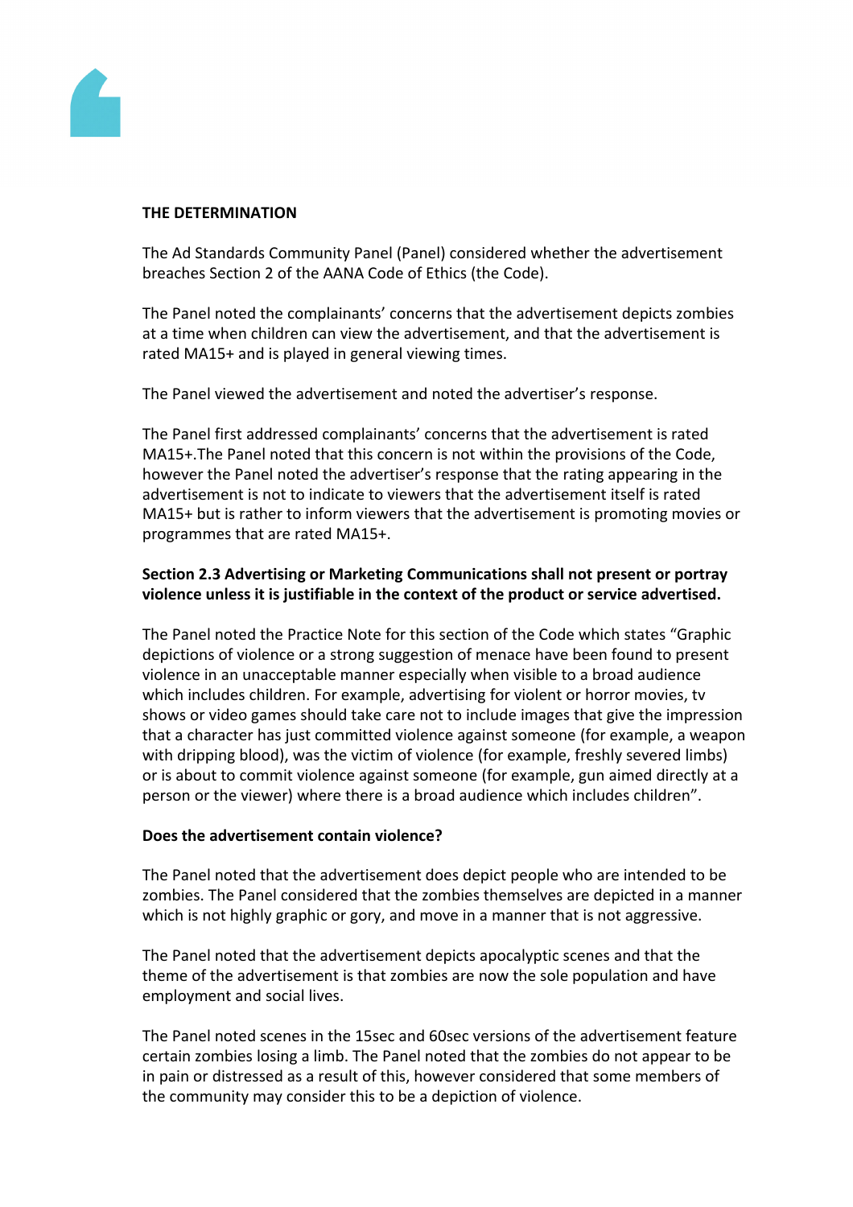**THE DETERMINATION**

The Ad Standards Community Panel (Panel) considered whether the advertisement breaches Section 2 of the AANA Code of Ethics (the Code).

The Panel noted the complainants' concerns that the advertisement depicts zombies at a time when children can view the advertisement, and that the advertisement is rated MA15+ and is played in general viewing times.

The Panel viewed the advertisement and noted the advertiser's response.

The Panel first addressed complainants' concerns that the advertisement is rated MA15+.The Panel noted that this concern is not within the provisions of the Code, however the Panel noted the advertiser's response that the rating appearing in the advertisement is not to indicate to viewers that the advertisement itself is rated MA15+ but is rather to inform viewers that the advertisement is promoting movies or programmes that are rated MA15+.

**Section 2.3 Advertising or Marketing Communications shall not present or portray violence unless it is justifiable in the context of the product or service advertised.**

The Panel noted the Practice Note for this section of the Code which states "Graphic depictions of violence or a strong suggestion of menace have been found to present violence in an unacceptable manner especially when visible to a broad audience which includes children. For example, advertising for violent or horror movies, tv shows or video games should take care not to include images that give the impression that a character has just committed violence against someone (for example, a weapon with dripping blood), was the victim of violence (for example, freshly severed limbs) or is about to commit violence against someone (for example, gun aimed directly at a person or the viewer) where there is a broad audience which includes children".

**Does the advertisement contain violence?**

The Panel noted that the advertisement does depict people who are intended to be zombies. The Panel considered that the zombies themselves are depicted in a manner which is not highly graphic or gory, and move in a manner that is not aggressive.

The Panel noted that the advertisement depicts apocalyptic scenes and that the theme of the advertisement is that zombies are now the sole population and have employment and social lives.

The Panel noted scenes in the 15sec and 60sec versions of the advertisement feature certain zombies losing a limb. The Panel noted that the zombies do not appear to be in pain or distressed as a result of this, however considered that some members of the community may consider this to be a depiction of violence.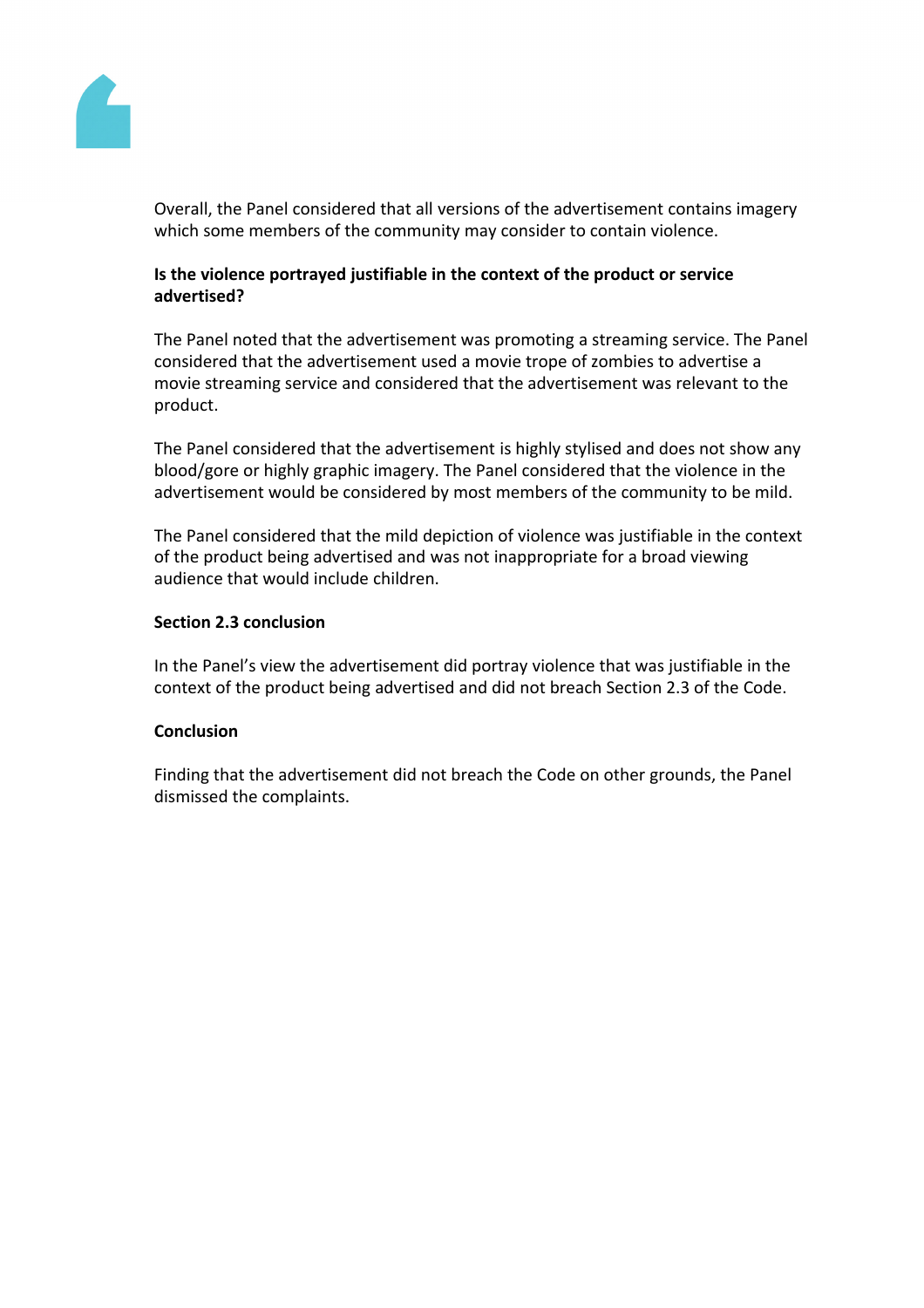Overall, the Panel considered that all versions of the advertisement contains imagery which some members of the community may consider to contain violence.

**Is the violence portrayed justifiable in the context of the product or service advertised?**

The Panel noted that the advertisement was promoting a streaming service. The Panel considered that the advertisement used a movie trope of zombies to advertise a movie streaming service and considered that the advertisement was relevant to the product.

The Panel considered that the advertisement is highly stylised and does not show any blood/gore or highly graphic imagery. The Panel considered that the violence in the advertisement would be considered by most members of the community to be mild.

The Panel considered that the mild depiction of violence was justifiable in the context of the product being advertised and was not inappropriate for a broad viewing audience that would include children.

**Section 2.3 conclusion**

In the Panel's view the advertisement did portray violence that was justifiable in the context of the product being advertised and did not breach Section 2.3 of the Code.

**Conclusion**

Finding that the advertisement did not breach the Code on other grounds, the Panel dismissed the complaints.